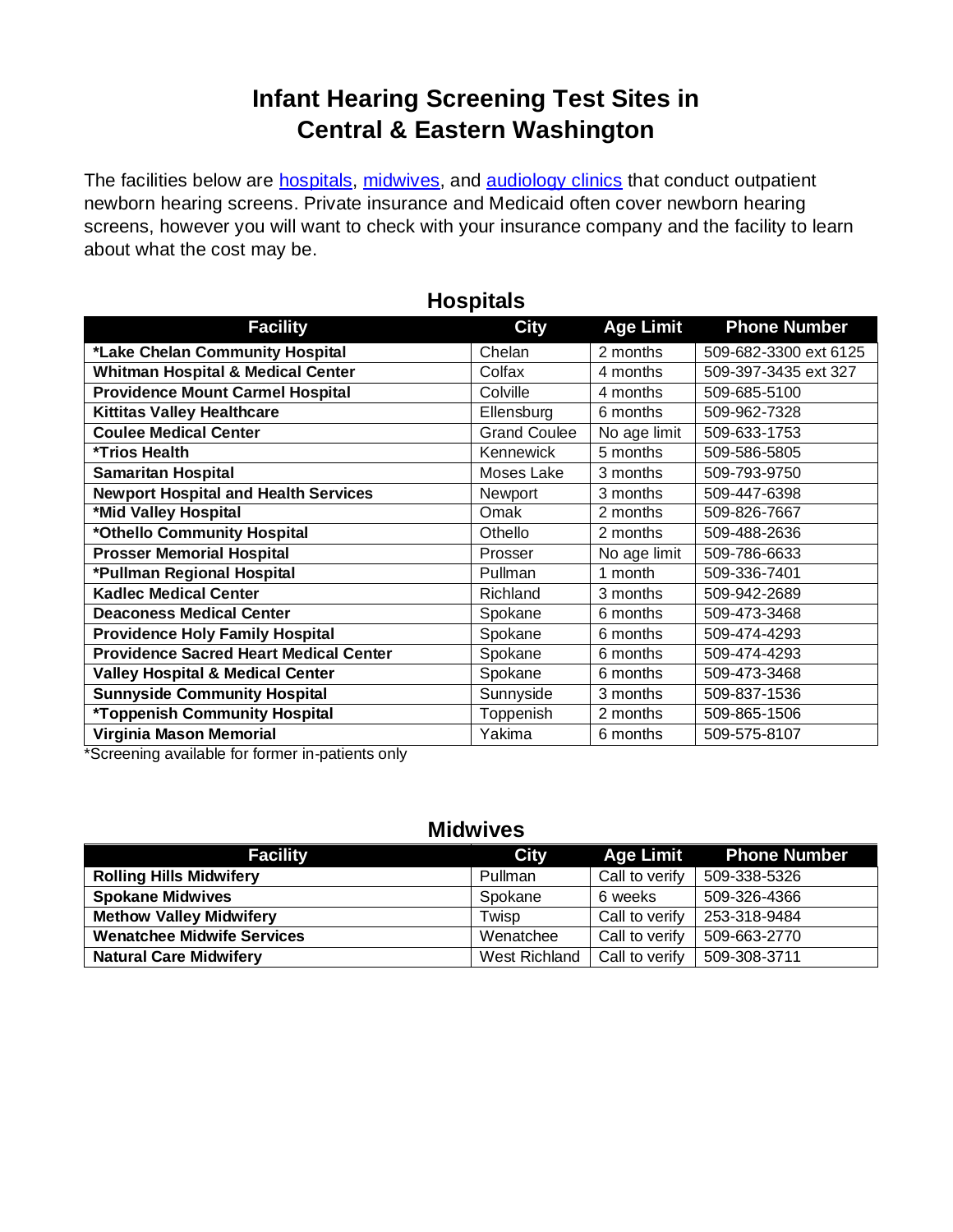# Infant Hearing Screening Test Sites in Central & Eastern Washington

The facilities below are hospitals, midwives, and audiology clinics that conduct outpatient newborn hearing screens. Private insurance and Medicaid often cover newborn hearing screens, however you will want to check with your insurance company and the facility to learn about what the cost may be.

## Hospitals

| Facility | City | Age Limit | Phone Number |
|---|---|---|---|
| ***Lake Chelan Community Hospital** | Chelan | 2 months | 509-682-3300 ext 6125 |
| **Whitman Hospital & Medical Center** | Colfax | 4 months | 509-397-3435 ext 327 |
| **Providence Mount Carmel Hospital** | Colville | 4 months | 509-685-5100 |
| **Kittitas Valley Healthcare** | Ellensburg | 6 months | 509-962-7328 |
| **Coulee Medical Center** | Grand Coulee | No age limit | 509-633-1753 |
| ***Trios Health** | Kennewick | 5 months | 509-586-5805 |
| **Samaritan Hospital** | Moses Lake | 3 months | 509-793-9750 |
| **Newport Hospital and Health Services** | Newport | 3 months | 509-447-6398 |
| ***Mid Valley Hospital** | Omak | 2 months | 509-826-7667 |
| ***Othello Community Hospital** | Othello | 2 months | 509-488-2636 |
| **Prosser Memorial Hospital** | Prosser | No age limit | 509-786-6633 |
| ***Pullman Regional Hospital** | Pullman | 1 month | 509-336-7401 |
| **Kadlec Medical Center** | Richland | 3 months | 509-942-2689 |
| **Deaconess Medical Center** | Spokane | 6 months | 509-473-3468 |
| **Providence Holy Family Hospital** | Spokane | 6 months | 509-474-4293 |
| **Providence Sacred Heart Medical Center** | Spokane | 6 months | 509-474-4293 |
| **Valley Hospital & Medical Center** | Spokane | 6 months | 509-473-3468 |
| **Sunnyside Community Hospital** | Sunnyside | 3 months | 509-837-1536 |
| ***Toppenish Community Hospital** | Toppenish | 2 months | 509-865-1506 |
| **Virginia Mason Memorial** | Yakima | 6 months | 509-575-8107 |

*Screening available for former in-patients only

## Midwives

| Facility | City | Age Limit | Phone Number |
|---|---|---|---|
| **Rolling Hills Midwifery** | Pullman | Call to verify | 509-338-5326 |
| **Spokane Midwives** | Spokane | 6 weeks | 509-326-4366 |
| **Methow Valley Midwifery** | Twisp | Call to verify | 253-318-9484 |
| **Wenatchee Midwife Services** | Wenatchee | Call to verify | 509-663-2770 |
| **Natural Care Midwifery** | West Richland | Call to verify | 509-308-3711 |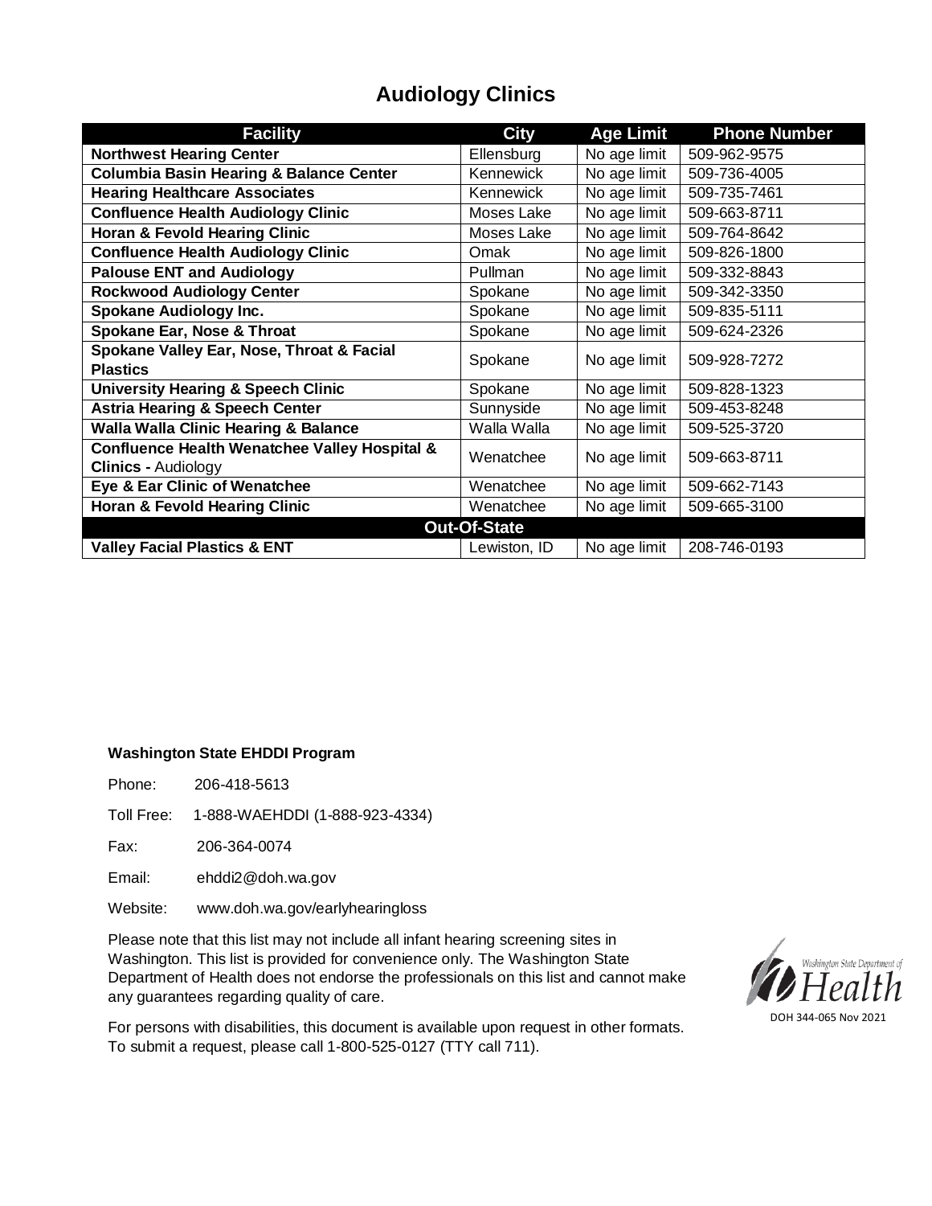## Audiology Clinics

| Facility | City | Age Limit | Phone Number |
|---|---|---|---|
| **Northwest Hearing Center** | Ellensburg | No age limit | 509-962-9575 |
| **Columbia Basin Hearing & Balance Center** | Kennewick | No age limit | 509-736-4005 |
| **Hearing Healthcare Associates** | Kennewick | No age limit | 509-735-7461 |
| **Confluence Health Audiology Clinic** | Moses Lake | No age limit | 509-663-8711 |
| **Horan & Fevold Hearing Clinic** | Moses Lake | No age limit | 509-764-8642 |
| **Confluence Health Audiology Clinic** | Omak | No age limit | 509-826-1800 |
| **Palouse ENT and Audiology** | Pullman | No age limit | 509-332-8843 |
| **Rockwood Audiology Center** | Spokane | No age limit | 509-342-3350 |
| **Spokane Audiology Inc.** | Spokane | No age limit | 509-835-5111 |
| **Spokane Ear, Nose & Throat** | Spokane | No age limit | 509-624-2326 |
| **Spokane Valley Ear, Nose, Throat & Facial Plastics** | Spokane | No age limit | 509-928-7272 |
| **University Hearing & Speech Clinic** | Spokane | No age limit | 509-828-1323 |
| **Astria Hearing & Speech Center** | Sunnyside | No age limit | 509-453-8248 |
| **Walla Walla Clinic Hearing & Balance** | Walla Walla | No age limit | 509-525-3720 |
| **Confluence Health Wenatchee Valley Hospital & Clinics -** Audiology | Wenatchee | No age limit | 509-663-8711 |
| **Eye & Ear Clinic of Wenatchee** | Wenatchee | No age limit | 509-662-7143 |
| **Horan & Fevold Hearing Clinic** | Wenatchee | No age limit | 509-665-3100 |
| **Out-Of-State** | | | |
| **Valley Facial Plastics & ENT** | Lewiston, ID | No age limit | 208-746-0193 |

**Washington State EHDDI Program**

Phone: 206-418-5613

Toll Free: 1-888-WAEHDDI (1-888-923-4334)

Fax: 206-364-0074

Email: ehddi2@doh.wa.gov

Website: www.doh.wa.gov/earlyhearingloss

Please note that this list may not include all infant hearing screening sites in Washington. This list is provided for convenience only. The Washington State Department of Health does not endorse the professionals on this list and cannot make any guarantees regarding quality of care.

For persons with disabilities, this document is available upon request in other formats. To submit a request, please call 1-800-525-0127 (TTY call 711).

Washington State Department of Health

DOH 344-065 Nov 2021